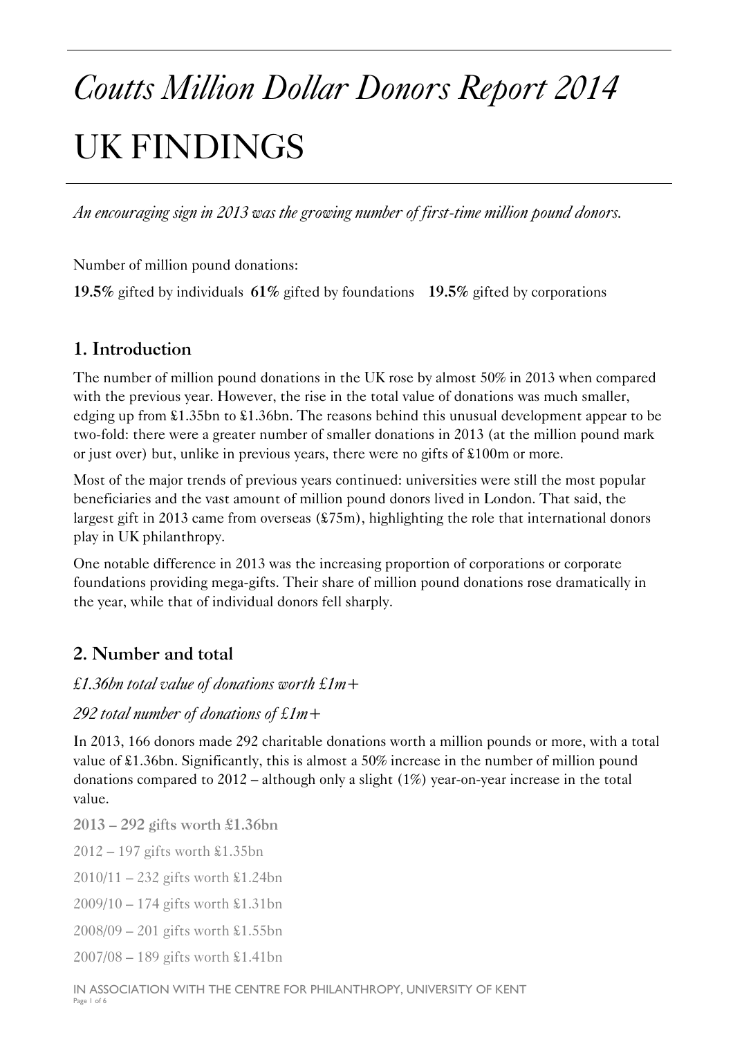# *Coutts Million Dollar Donors Report 2014*

# UK FINDINGS

*An encouraging sign in 2013 was the growing number of first-time million pound donors.*

Number of million pound donations:

**19.5%** gifted by individuals **61%** gifted by foundations **19.5%** gifted by corporations

## 1. Introduction

The number of million pound donations in the UK rose by almost 50% in 2013 when compared with the previous year. However, the rise in the total value of donations was much smaller, edging up from £1.35bn to £1.36bn. The reasons behind this unusual development appear to be two-fold: there were a greater number of smaller donations in 2013 (at the million pound mark or just over) but, unlike in previous years, there were no gifts of £100m or more.

Most of the major trends of previous years continued: universities were still the most popular beneficiaries and the vast amount of million pound donors lived in London. That said, the largest gift in 2013 came from overseas (£75m), highlighting the role that international donors play in UK philanthropy.

One notable difference in 2013 was the increasing proportion of corporations or corporate foundations providing mega-gifts. Their share of million pound donations rose dramatically in the year, while that of individual donors fell sharply.

## 2. Number and total

*£1.36bn total value of donations worth £1m+*

*292 total number of donations of £1m+*

In 2013, 166 donors made 292 charitable donations worth a million pounds or more, with a total value of £1.36bn. Significantly, this is almost a 50% increase in the number of million pound donations compared to 2012 – although only a slight (1%) year-on-year increase in the total value.

**2013 – 292 gifts worth £1.36bn**

2012 – 197 gifts worth £1.35bn

2010/11 – 232 gifts worth £1.24bn

2009/10 – 174 gifts worth £1.31bn

2008/09 – 201 gifts worth £1.55bn

2007/08 – 189 gifts worth £1.41bn

IN ASSOCIATION WITH THE CENTRE FOR PHILANTHROPY, UNIVERSITY OF KENT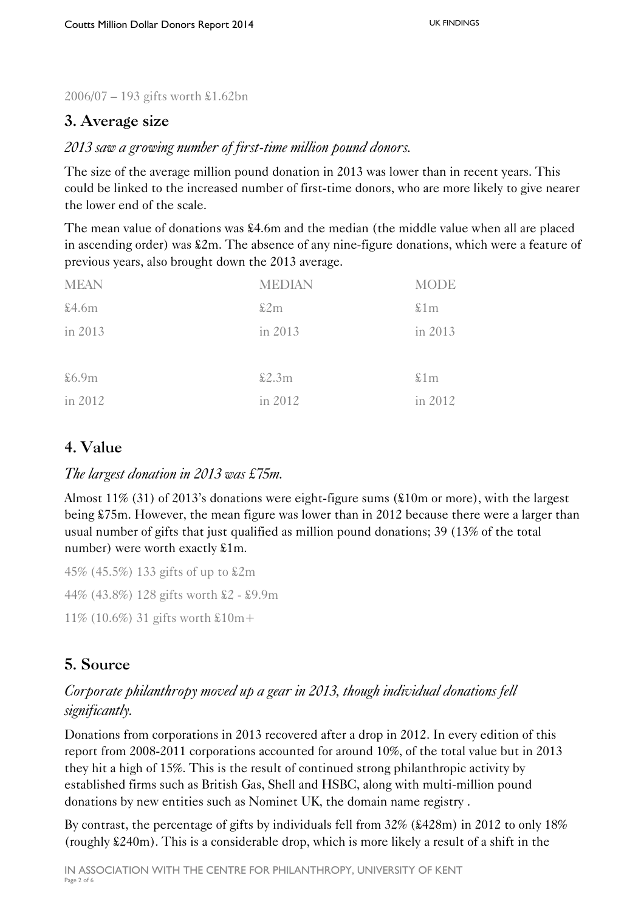2006/07 – 193 gifts worth £1.62bn

## 3. Average size

*2013 saw a growing number of first-time million pound donors.*

The size of the average million pound donation in 2013 was lower than in recent years. This could be linked to the increased number of first-time donors, who are more likely to give nearer the lower end of the scale.

The mean value of donations was £4.6m and the median (the middle value when all are placed in ascending order) was £2m. The absence of any nine-figure donations, which were a feature of previous years, also brought down the 2013 average.

| MEAN | MEDIAN | MODE |
|---|---|---|
| £4.6m in 2013 | £2m in 2013 | £1m in 2013 |
| £6.9m in 2012 | £2.3m in 2012 | £1m in 2012 |

## 4. Value

*The largest donation in 2013 was £75m.*

Almost 11% (31) of 2013's donations were eight-figure sums (£10m or more), with the largest being £75m. However, the mean figure was lower than in 2012 because there were a larger than usual number of gifts that just qualified as million pound donations; 39 (13% of the total number) were worth exactly £1m.

45% (45.5%) 133 gifts of up to £2m

44% (43.8%) 128 gifts worth £2 - £9.9m

11% (10.6%) 31 gifts worth £10m+

## 5. Source

*Corporate philanthropy moved up a gear in 2013, though individual donations fell significantly.*

Donations from corporations in 2013 recovered after a drop in 2012. In every edition of this report from 2008-2011 corporations accounted for around 10%, of the total value but in 2013 they hit a high of 15%. This is the result of continued strong philanthropic activity by established firms such as British Gas, Shell and HSBC, along with multi-million pound donations by new entities such as Nominet UK, the domain name registry .

By contrast, the percentage of gifts by individuals fell from 32% (£428m) in 2012 to only 18% (roughly £240m). This is a considerable drop, which is more likely a result of a shift in the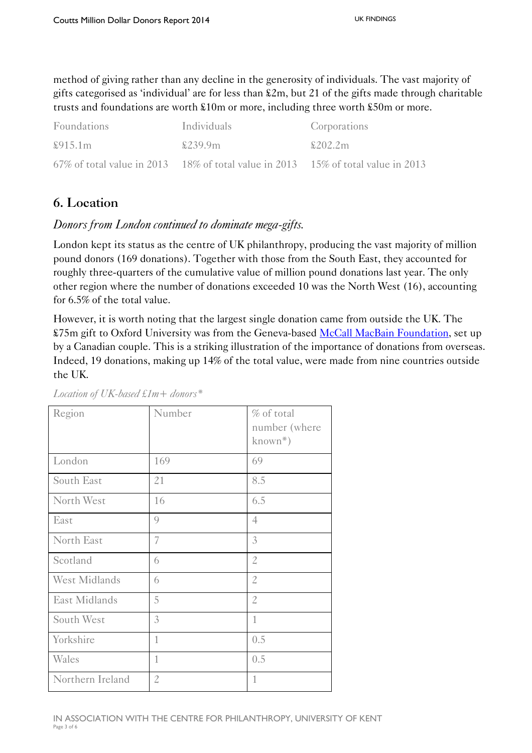method of giving rather than any decline in the generosity of individuals. The vast majority of gifts categorised as 'individual' are for less than £2m, but 21 of the gifts made through charitable trusts and foundations are worth £10m or more, including three worth £50m or more.

| Foundations | Individuals | Corporations |
|---|---|---|
| £915.1m | £239.9m | £202.2m |
| 67% of total value in 2013 | 18% of total value in 2013 | 15% of total value in 2013 |

## 6. Location

*Donors from London continued to dominate mega-gifts.*

London kept its status as the centre of UK philanthropy, producing the vast majority of million pound donors (169 donations). Together with those from the South East, they accounted for roughly three-quarters of the cumulative value of million pound donations last year. The only other region where the number of donations exceeded 10 was the North West (16), accounting for 6.5% of the total value.

However, it is worth noting that the largest single donation came from outside the UK. The £75m gift to Oxford University was from the Geneva-based McCall MacBain Foundation, set up by a Canadian couple. This is a striking illustration of the importance of donations from overseas. Indeed, 19 donations, making up 14% of the total value, were made from nine countries outside the UK.

*Location of UK-based £1m+ donors**

| Region | Number | % of total number (where known*) |
|---|---|---|
| London | 169 | 69 |
| South East | 21 | 8.5 |
| North West | 16 | 6.5 |
| East | 9 | 4 |
| North East | 7 | 3 |
| Scotland | 6 | 2 |
| West Midlands | 6 | 2 |
| East Midlands | 5 | 2 |
| South West | 3 | 1 |
| Yorkshire | 1 | 0.5 |
| Wales | 1 | 0.5 |
| Northern Ireland | 2 | 1 |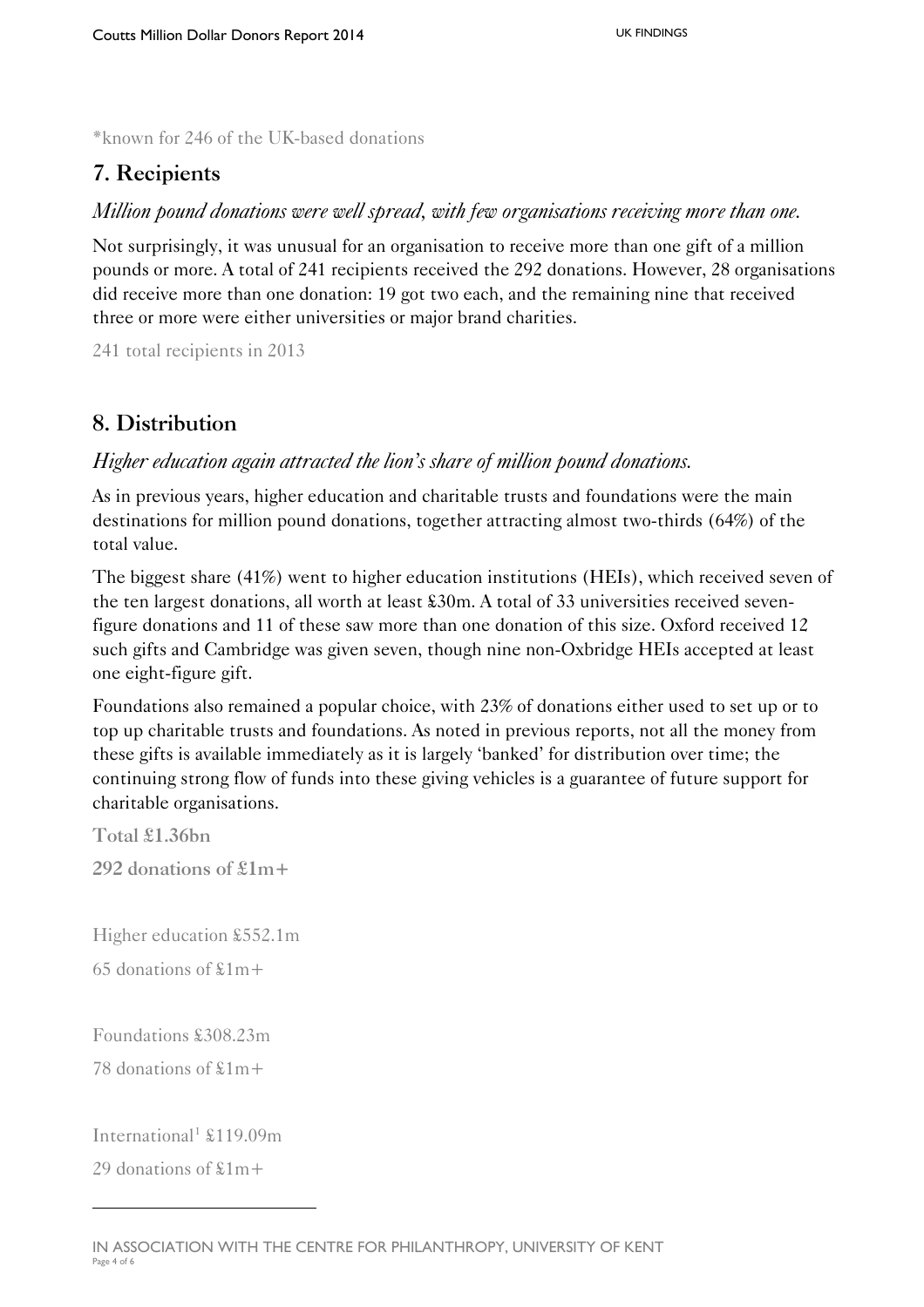*known for 246 of the UK-based donations

## 7. Recipients

*Million pound donations were well spread, with few organisations receiving more than one.*

Not surprisingly, it was unusual for an organisation to receive more than one gift of a million pounds or more. A total of 241 recipients received the 292 donations. However, 28 organisations did receive more than one donation: 19 got two each, and the remaining nine that received three or more were either universities or major brand charities.

241 total recipients in 2013

## 8. Distribution

*Higher education again attracted the lion's share of million pound donations.*

As in previous years, higher education and charitable trusts and foundations were the main destinations for million pound donations, together attracting almost two-thirds (64%) of the total value.

The biggest share (41%) went to higher education institutions (HEIs), which received seven of the ten largest donations, all worth at least £30m. A total of 33 universities received seven-figure donations and 11 of these saw more than one donation of this size. Oxford received 12 such gifts and Cambridge was given seven, though nine non-Oxbridge HEIs accepted at least one eight-figure gift.

Foundations also remained a popular choice, with 23% of donations either used to set up or to top up charitable trusts and foundations. As noted in previous reports, not all the money from these gifts is available immediately as it is largely 'banked' for distribution over time; the continuing strong flow of funds into these giving vehicles is a guarantee of future support for charitable organisations.

**Total £1.36bn**

**292 donations of £1m+**

Higher education £552.1m

65 donations of £1m+

Foundations £308.23m

78 donations of £1m+

International[1] £119.09m

29 donations of £1m+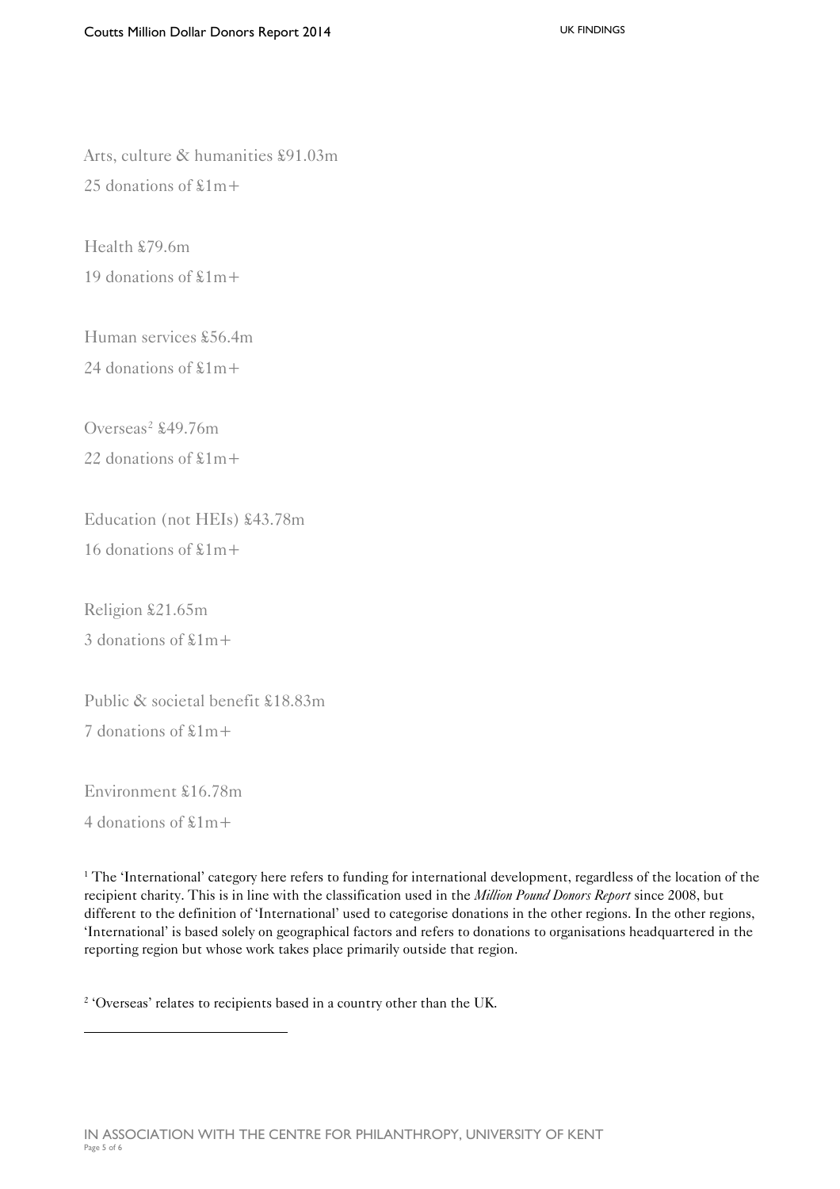Arts, culture & humanities £91.03m

25 donations of £1m+

Health £79.6m

19 donations of £1m+

Human services £56.4m

24 donations of £1m+

Overseas[2] £49.76m

22 donations of £1m+

Education (not HEIs) £43.78m

16 donations of £1m+

Religion £21.65m

3 donations of £1m+

Public & societal benefit £18.83m

7 donations of £1m+

Environment £16.78m

4 donations of £1m+

[1] The 'International' category here refers to funding for international development, regardless of the location of the recipient charity. This is in line with the classification used in the *Million Pound Donors Report* since 2008, but different to the definition of 'International' used to categorise donations in the other regions. In the other regions, 'International' is based solely on geographical factors and refers to donations to organisations headquartered in the reporting region but whose work takes place primarily outside that region.

[2] 'Overseas' relates to recipients based in a country other than the UK.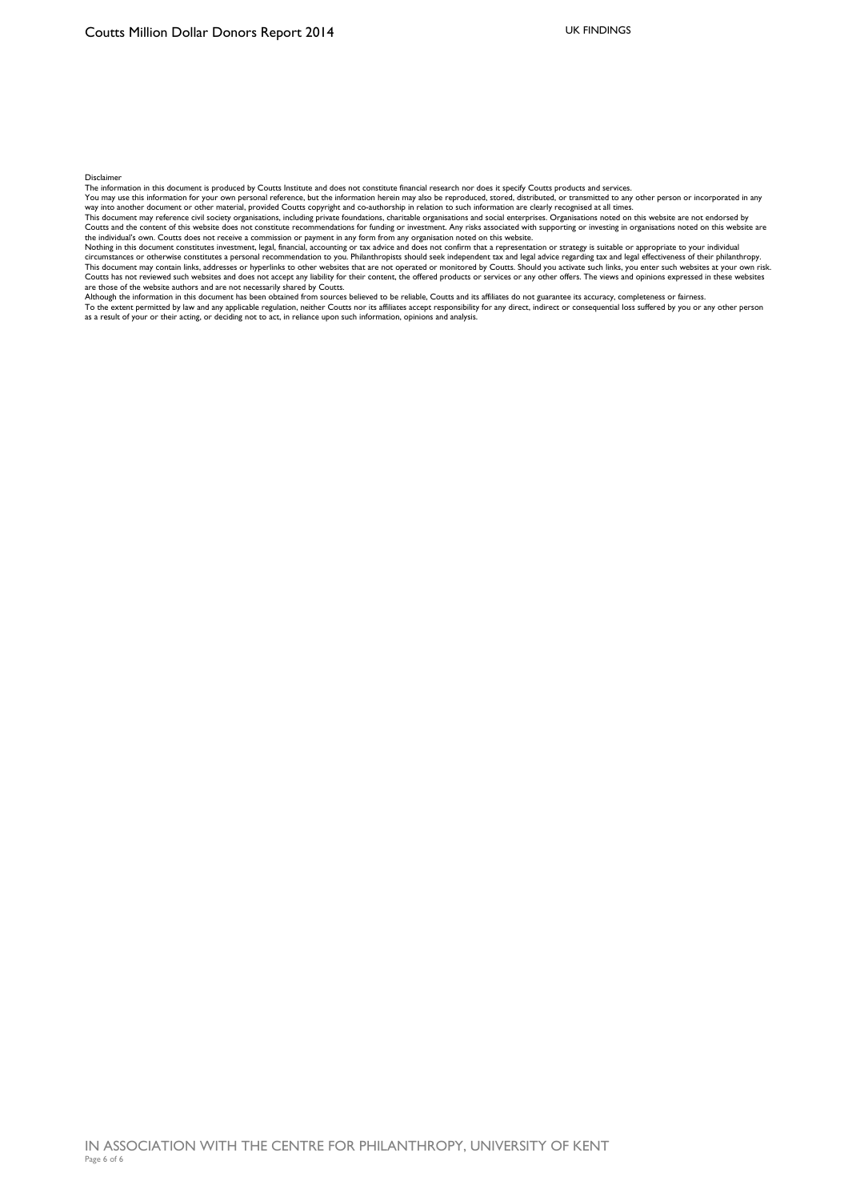Disclaimer

The information in this document is produced by Coutts Institute and does not constitute financial research nor does it specify Coutts products and services.

You may use this information for your own personal reference, but the information herein may also be reproduced, stored, distributed, or transmitted to any other person or incorporated in any way into another document or other material, provided Coutts copyright and co-authorship in relation to such information are clearly recognised at all times.

This document may reference civil society organisations, including private foundations, charitable organisations and social enterprises. Organisations noted on this website are not endorsed by Coutts and the content of this website does not constitute recommendations for funding or investment. Any risks associated with supporting or investing in organisations noted on this website are the individual's own. Coutts does not receive a commission or payment in any form from any organisation noted on this website.

Nothing in this document constitutes investment, legal, financial, accounting or tax advice and does not confirm that a representation or strategy is suitable or appropriate to your individual circumstances or otherwise constitutes a personal recommendation to you. Philanthropists should seek independent tax and legal advice regarding tax and legal effectiveness of their philanthropy.

This document may contain links, addresses or hyperlinks to other websites that are not operated or monitored by Coutts. Should you activate such links, you enter such websites at your own risk. Coutts has not reviewed such websites and does not accept any liability for their content, the offered products or services or any other offers. The views and opinions expressed in these websites are those of the website authors and are not necessarily shared by Coutts.

Although the information in this document has been obtained from sources believed to be reliable, Coutts and its affiliates do not guarantee its accuracy, completeness or fairness.

To the extent permitted by law and any applicable regulation, neither Coutts nor its affiliates accept responsibility for any direct, indirect or consequential loss suffered by you or any other person as a result of your or their acting, or deciding not to act, in reliance upon such information, opinions and analysis.